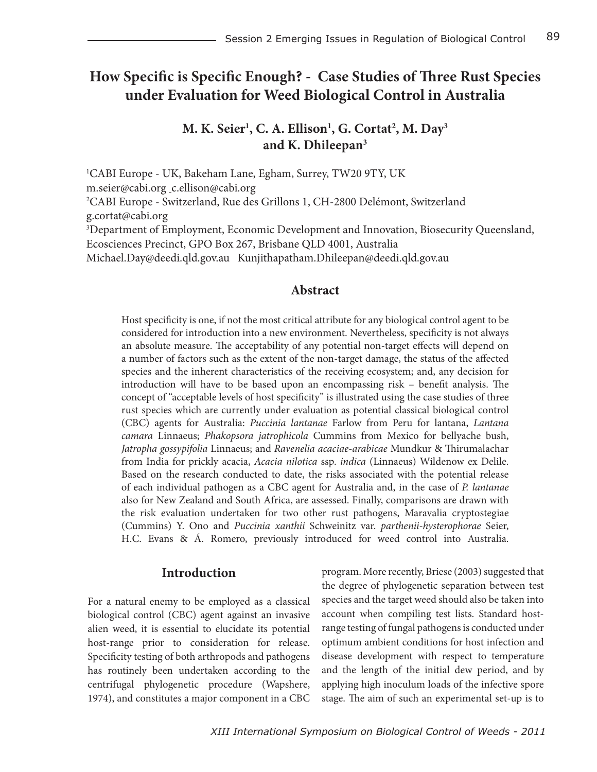# How Specific is Specific Enough? - Case Studies of Three Rust Species under Evaluation for Weed Biological Control in Australia

**M. K. Seier[1], C. A. Ellison[1], G. Cortat[2], M. Day[3] and K. Dhileepan[3]**

[1]CABI Europe - UK, Bakeham Lane, Egham, Surrey, TW20 9TY, UK
m.seier@cabi.org c.ellison@cabi.org
[2]CABI Europe - Switzerland, Rue des Grillons 1, CH-2800 Delémont, Switzerland
g.cortat@cabi.org
[3]Department of Employment, Economic Development and Innovation, Biosecurity Queensland, Ecosciences Precinct, GPO Box 267, Brisbane QLD 4001, Australia
Michael.Day@deedi.qld.gov.au Kunjithapatham.Dhileepan@deedi.qld.gov.au

## Abstract

Host specificity is one, if not the most critical attribute for any biological control agent to be considered for introduction into a new environment. Nevertheless, specificity is not always an absolute measure. The acceptability of any potential non-target effects will depend on a number of factors such as the extent of the non-target damage, the status of the affected species and the inherent characteristics of the receiving ecosystem; and, any decision for introduction will have to be based upon an encompassing risk – benefit analysis. The concept of "acceptable levels of host specificity" is illustrated using the case studies of three rust species which are currently under evaluation as potential classical biological control (CBC) agents for Australia: *Puccinia lantanae* Farlow from Peru for lantana, *Lantana camara* Linnaeus; *Phakopsora jatrophicola* Cummins from Mexico for bellyache bush, *Jatropha gossypifolia* Linnaeus; and *Ravenelia acaciae-arabicae* Mundkur & Thirumalachar from India for prickly acacia, *Acacia nilotica* ssp. *indica* (Linnaeus) Wildenow ex Delile. Based on the research conducted to date, the risks associated with the potential release of each individual pathogen as a CBC agent for Australia and, in the case of *P. lantanae* also for New Zealand and South Africa, are assessed. Finally, comparisons are drawn with the risk evaluation undertaken for two other rust pathogens, Maravalia cryptostegiae (Cummins) Y. Ono and *Puccinia xanthii* Schweinitz var. *parthenii-hysterophorae* Seier, H.C. Evans & Á. Romero, previously introduced for weed control into Australia.

## Introduction

For a natural enemy to be employed as a classical biological control (CBC) agent against an invasive alien weed, it is essential to elucidate its potential host-range prior to consideration for release. Specificity testing of both arthropods and pathogens has routinely been undertaken according to the centrifugal phylogenetic procedure (Wapshere, 1974), and constitutes a major component in a CBC program. More recently, Briese (2003) suggested that the degree of phylogenetic separation between test species and the target weed should also be taken into account when compiling test lists. Standard host-range testing of fungal pathogens is conducted under optimum ambient conditions for host infection and disease development with respect to temperature and the length of the initial dew period, and by applying high inoculum loads of the infective spore stage. The aim of such an experimental set-up is to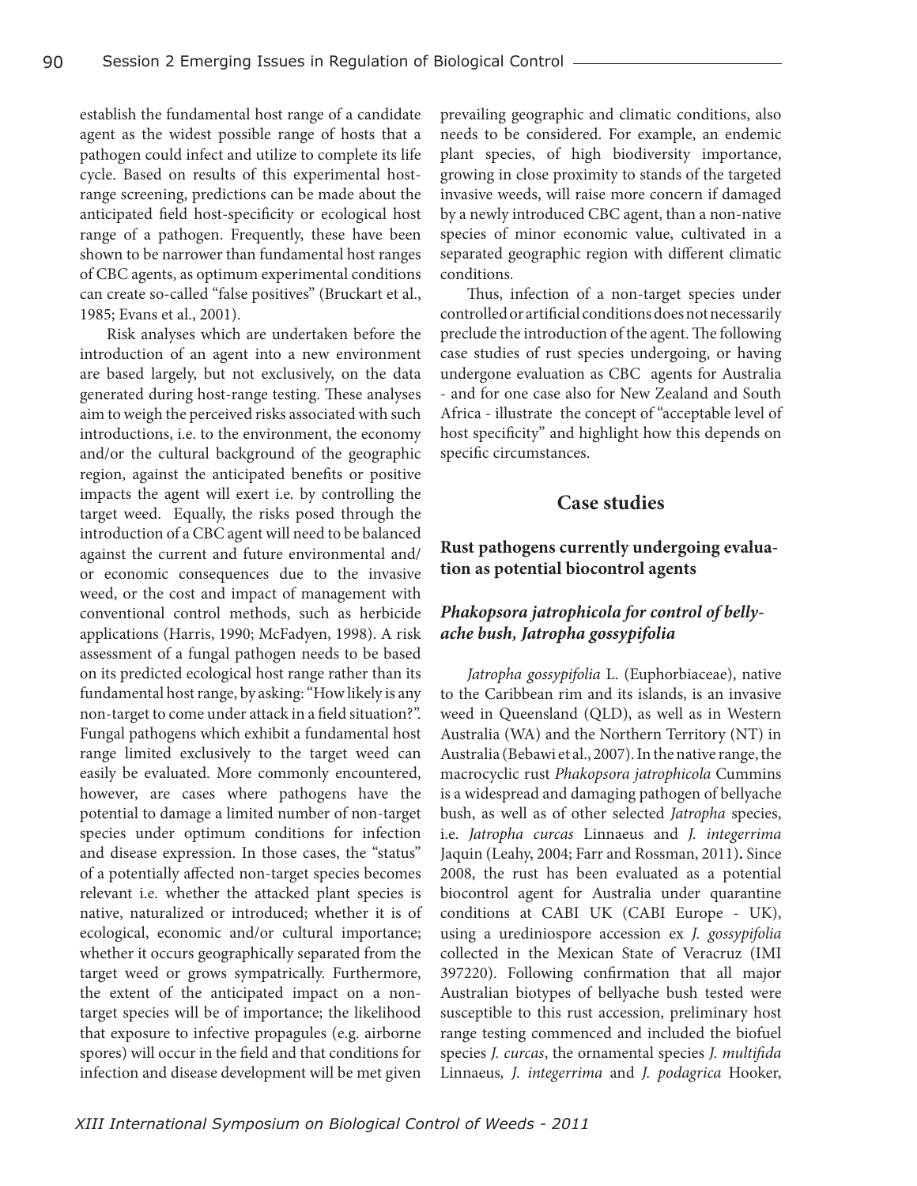establish the fundamental host range of a candidate agent as the widest possible range of hosts that a pathogen could infect and utilize to complete its life cycle. Based on results of this experimental host-range screening, predictions can be made about the anticipated field host-specificity or ecological host range of a pathogen. Frequently, these have been shown to be narrower than fundamental host ranges of CBC agents, as optimum experimental conditions can create so-called "false positives" (Bruckart et al., 1985; Evans et al., 2001).

Risk analyses which are undertaken before the introduction of an agent into a new environment are based largely, but not exclusively, on the data generated during host-range testing. These analyses aim to weigh the perceived risks associated with such introductions, i.e. to the environment, the economy and/or the cultural background of the geographic region, against the anticipated benefits or positive impacts the agent will exert i.e. by controlling the target weed. Equally, the risks posed through the introduction of a CBC agent will need to be balanced against the current and future environmental and/or economic consequences due to the invasive weed, or the cost and impact of management with conventional control methods, such as herbicide applications (Harris, 1990; McFadyen, 1998). A risk assessment of a fungal pathogen needs to be based on its predicted ecological host range rather than its fundamental host range, by asking: "How likely is any non-target to come under attack in a field situation?". Fungal pathogens which exhibit a fundamental host range limited exclusively to the target weed can easily be evaluated. More commonly encountered, however, are cases where pathogens have the potential to damage a limited number of non-target species under optimum conditions for infection and disease expression. In those cases, the "status" of a potentially affected non-target species becomes relevant i.e. whether the attacked plant species is native, naturalized or introduced; whether it is of ecological, economic and/or cultural importance; whether it occurs geographically separated from the target weed or grows sympatrically. Furthermore, the extent of the anticipated impact on a non-target species will be of importance; the likelihood that exposure to infective propagules (e.g. airborne spores) will occur in the field and that conditions for infection and disease development will be met given prevailing geographic and climatic conditions, also needs to be considered. For example, an endemic plant species, of high biodiversity importance, growing in close proximity to stands of the targeted invasive weeds, will raise more concern if damaged by a newly introduced CBC agent, than a non-native species of minor economic value, cultivated in a separated geographic region with different climatic conditions.

Thus, infection of a non-target species under controlled or artificial conditions does not necessarily preclude the introduction of the agent. The following case studies of rust species undergoing, or having undergone evaluation as CBC agents for Australia - and for one case also for New Zealand and South Africa - illustrate the concept of "acceptable level of host specificity" and highlight how this depends on specific circumstances.

## Case studies

### Rust pathogens currently undergoing evaluation as potential biocontrol agents

#### *Phakopsora jatrophicola* for control of bellyache bush, *Jatropha gossypifolia*

*Jatropha gossypifolia* L. (Euphorbiaceae), native to the Caribbean rim and its islands, is an invasive weed in Queensland (QLD), as well as in Western Australia (WA) and the Northern Territory (NT) in Australia (Bebawi et al., 2007). In the native range, the macrocyclic rust *Phakopsora jatrophicola* Cummins is a widespread and damaging pathogen of bellyache bush, as well as of other selected *Jatropha* species, i.e. *Jatropha curcas* Linnaeus and *J. integerrima* Jaquin (Leahy, 2004; Farr and Rossman, 2011)**.** Since 2008, the rust has been evaluated as a potential biocontrol agent for Australia under quarantine conditions at CABI UK (CABI Europe - UK), using a urediniospore accession ex *J. gossypifolia* collected in the Mexican State of Veracruz (IMI 397220). Following confirmation that all major Australian biotypes of bellyache bush tested were susceptible to this rust accession, preliminary host range testing commenced and included the biofuel species *J. curcas*, the ornamental species *J. multifida* Linnaeus*, J. integerrima* and *J. podagrica* Hooker,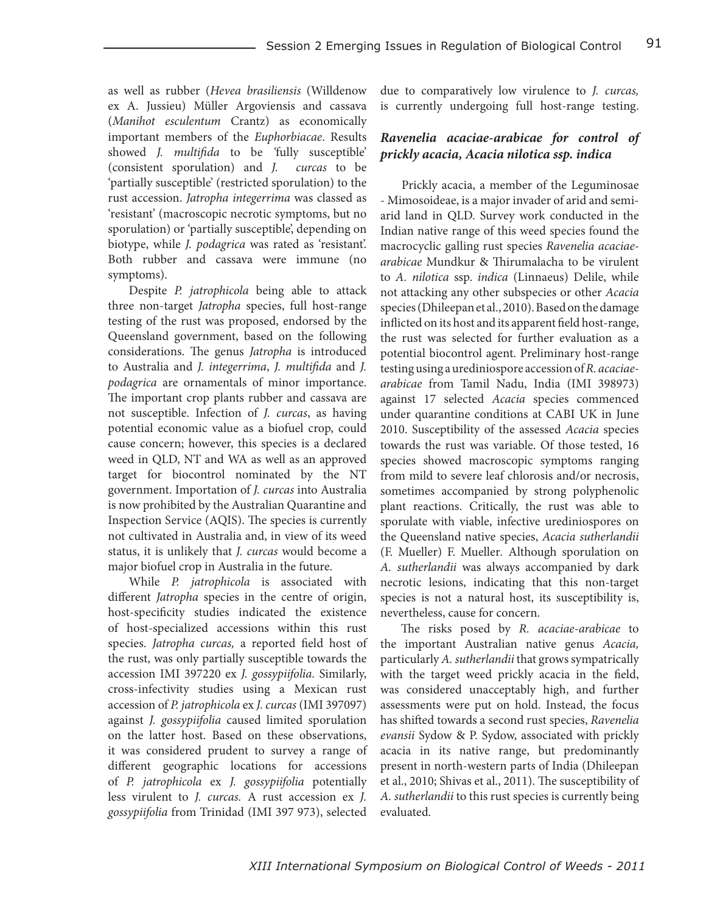as well as rubber (*Hevea brasiliensis* (Willdenow ex A. Jussieu) Müller Argoviensis and cassava (*Manihot esculentum* Crantz) as economically important members of the *Euphorbiaceae*. Results showed *J. multifida* to be 'fully susceptible' (consistent sporulation) and *J. curcas* to be 'partially susceptible' (restricted sporulation) to the rust accession. *Jatropha integerrima* was classed as 'resistant' (macroscopic necrotic symptoms, but no sporulation) or 'partially susceptible', depending on biotype, while *J. podagrica* was rated as 'resistant'. Both rubber and cassava were immune (no symptoms).

Despite *P. jatrophicola* being able to attack three non-target *Jatropha* species, full host-range testing of the rust was proposed, endorsed by the Queensland government, based on the following considerations. The genus *Jatropha* is introduced to Australia and *J. integerrima*, *J. multifida* and *J. podagrica* are ornamentals of minor importance. The important crop plants rubber and cassava are not susceptible. Infection of *J. curcas*, as having potential economic value as a biofuel crop, could cause concern; however, this species is a declared weed in QLD, NT and WA as well as an approved target for biocontrol nominated by the NT government. Importation of *J. curcas* into Australia is now prohibited by the Australian Quarantine and Inspection Service (AQIS). The species is currently not cultivated in Australia and, in view of its weed status, it is unlikely that *J. curcas* would become a major biofuel crop in Australia in the future.

While *P. jatrophicola* is associated with different *Jatropha* species in the centre of origin, host-specificity studies indicated the existence of host-specialized accessions within this rust species. *Jatropha curcas,* a reported field host of the rust, was only partially susceptible towards the accession IMI 397220 ex *J. gossypiifolia*. Similarly, cross-infectivity studies using a Mexican rust accession of *P. jatrophicola* ex *J. curcas* (IMI 397097) against *J. gossypiifolia* caused limited sporulation on the latter host. Based on these observations, it was considered prudent to survey a range of different geographic locations for accessions of *P. jatrophicola* ex *J. gossypiifolia* potentially less virulent to *J. curcas.* A rust accession ex *J. gossypiifolia* from Trinidad (IMI 397 973), selected due to comparatively low virulence to *J. curcas,* is currently undergoing full host-range testing.

### *Ravenelia acaciae-arabicae* for control of prickly acacia, *Acacia nilotica ssp. indica*

Prickly acacia, a member of the Leguminosae - Mimosoideae, is a major invader of arid and semi-arid land in QLD. Survey work conducted in the Indian native range of this weed species found the macrocyclic galling rust species *Ravenelia acaciae-arabicae* Mundkur & Thirumalacha to be virulent to *A. nilotica* ssp. *indica* (Linnaeus) Delile, while not attacking any other subspecies or other *Acacia* species (Dhileepan et al., 2010). Based on the damage inflicted on its host and its apparent field host-range, the rust was selected for further evaluation as a potential biocontrol agent. Preliminary host-range testing using a urediniospore accession of *R. acaciae-arabicae* from Tamil Nadu, India (IMI 398973) against 17 selected *Acacia* species commenced under quarantine conditions at CABI UK in June 2010. Susceptibility of the assessed *Acacia* species towards the rust was variable. Of those tested, 16 species showed macroscopic symptoms ranging from mild to severe leaf chlorosis and/or necrosis, sometimes accompanied by strong polyphenolic plant reactions. Critically, the rust was able to sporulate with viable, infective urediniospores on the Queensland native species, *Acacia sutherlandii* (F. Mueller) F. Mueller. Although sporulation on *A. sutherlandii* was always accompanied by dark necrotic lesions, indicating that this non-target species is not a natural host, its susceptibility is, nevertheless, cause for concern.

The risks posed by *R. acaciae-arabicae* to the important Australian native genus *Acacia,* particularly *A. sutherlandii* that grows sympatrically with the target weed prickly acacia in the field, was considered unacceptably high, and further assessments were put on hold. Instead, the focus has shifted towards a second rust species, *Ravenelia evansii* Sydow & P. Sydow, associated with prickly acacia in its native range, but predominantly present in north-western parts of India (Dhileepan et al., 2010; Shivas et al., 2011). The susceptibility of *A. sutherlandii* to this rust species is currently being evaluated.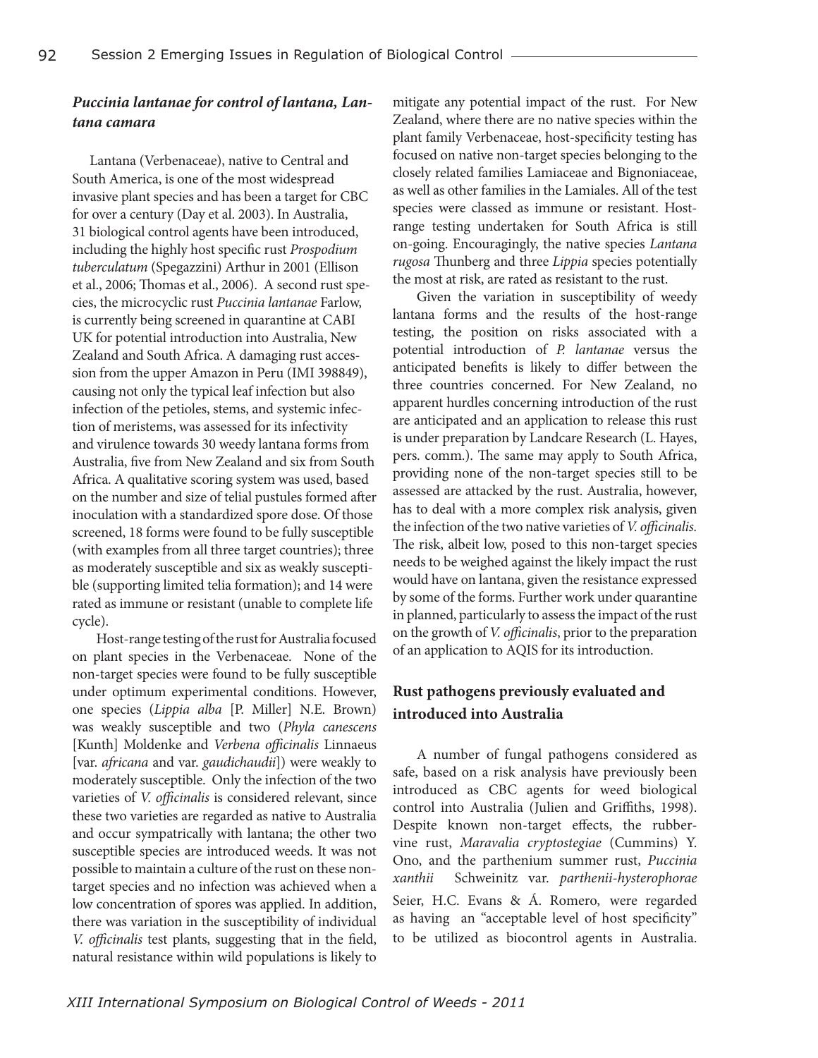### *Puccinia lantanae* for control of lantana, *Lantana camara*

Lantana (Verbenaceae), native to Central and South America, is one of the most widespread invasive plant species and has been a target for CBC for over a century (Day et al. 2003). In Australia, 31 biological control agents have been introduced, including the highly host specific rust *Prospodium tuberculatum* (Spegazzini) Arthur in 2001 (Ellison et al., 2006; Thomas et al., 2006). A second rust species, the microcyclic rust *Puccinia lantanae* Farlow, is currently being screened in quarantine at CABI UK for potential introduction into Australia, New Zealand and South Africa. A damaging rust accession from the upper Amazon in Peru (IMI 398849), causing not only the typical leaf infection but also infection of the petioles, stems, and systemic infection of meristems, was assessed for its infectivity and virulence towards 30 weedy lantana forms from Australia, five from New Zealand and six from South Africa. A qualitative scoring system was used, based on the number and size of telial pustules formed after inoculation with a standardized spore dose. Of those screened, 18 forms were found to be fully susceptible (with examples from all three target countries); three as moderately susceptible and six as weakly susceptible (supporting limited telia formation); and 14 were rated as immune or resistant (unable to complete life cycle).

Host-range testing of the rust for Australia focused on plant species in the Verbenaceae. None of the non-target species were found to be fully susceptible under optimum experimental conditions. However, one species (*Lippia alba* [P. Miller] N.E. Brown) was weakly susceptible and two (*Phyla canescens* [Kunth] Moldenke and *Verbena officinalis* Linnaeus [var. *africana* and var. *gaudichaudii*]) were weakly to moderately susceptible. Only the infection of the two varieties of *V. officinalis* is considered relevant, since these two varieties are regarded as native to Australia and occur sympatrically with lantana; the other two susceptible species are introduced weeds. It was not possible to maintain a culture of the rust on these non-target species and no infection was achieved when a low concentration of spores was applied. In addition, there was variation in the susceptibility of individual *V. officinalis* test plants, suggesting that in the field, natural resistance within wild populations is likely to mitigate any potential impact of the rust. For New Zealand, where there are no native species within the plant family Verbenaceae, host-specificity testing has focused on native non-target species belonging to the closely related families Lamiaceae and Bignoniaceae, as well as other families in the Lamiales. All of the test species were classed as immune or resistant. Host-range testing undertaken for South Africa is still on-going. Encouragingly, the native species *Lantana rugosa* Thunberg and three *Lippia* species potentially the most at risk, are rated as resistant to the rust.

Given the variation in susceptibility of weedy lantana forms and the results of the host-range testing, the position on risks associated with a potential introduction of *P. lantanae* versus the anticipated benefits is likely to differ between the three countries concerned. For New Zealand, no apparent hurdles concerning introduction of the rust are anticipated and an application to release this rust is under preparation by Landcare Research (L. Hayes, pers. comm.). The same may apply to South Africa, providing none of the non-target species still to be assessed are attacked by the rust. Australia, however, has to deal with a more complex risk analysis, given the infection of the two native varieties of *V. officinalis.* The risk, albeit low, posed to this non-target species needs to be weighed against the likely impact the rust would have on lantana, given the resistance expressed by some of the forms. Further work under quarantine in planned, particularly to assess the impact of the rust on the growth of *V. officinalis*, prior to the preparation of an application to AQIS for its introduction.

## Rust pathogens previously evaluated and introduced into Australia

A number of fungal pathogens considered as safe, based on a risk analysis have previously been introduced as CBC agents for weed biological control into Australia (Julien and Griffiths, 1998). Despite known non-target effects, the rubber-vine rust, *Maravalia cryptostegiae* (Cummins) Y. Ono, and the parthenium summer rust, *Puccinia xanthii* Schweinitz var. *parthenii-hysterophorae* Seier, H.C. Evans & Á. Romero, were regarded as having an "acceptable level of host specificity" to be utilized as biocontrol agents in Australia.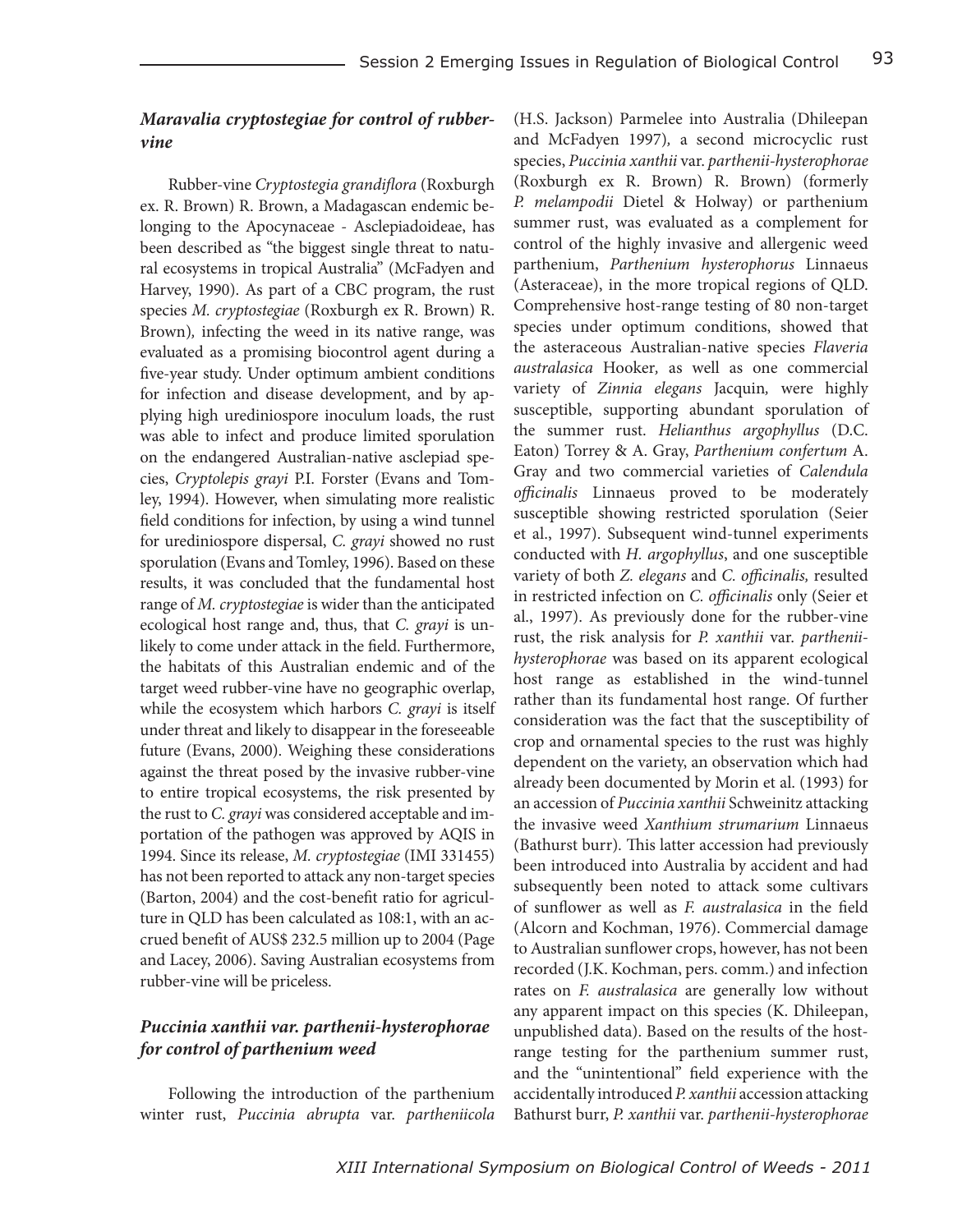### *Maravalia cryptostegiae* for control of rubber-vine

Rubber-vine *Cryptostegia grandiflora* (Roxburgh ex. R. Brown) R. Brown, a Madagascan endemic belonging to the Apocynaceae - Asclepiadoideae, has been described as "the biggest single threat to natural ecosystems in tropical Australia" (McFadyen and Harvey, 1990). As part of a CBC program, the rust species *M. cryptostegiae* (Roxburgh ex R. Brown) R. Brown), infecting the weed in its native range, was evaluated as a promising biocontrol agent during a five-year study. Under optimum ambient conditions for infection and disease development, and by applying high urediniospore inoculum loads, the rust was able to infect and produce limited sporulation on the endangered Australian-native asclepiad species, *Cryptolepis grayi* P.I. Forster (Evans and Tomley, 1994). However, when simulating more realistic field conditions for infection, by using a wind tunnel for urediniospore dispersal, *C. grayi* showed no rust sporulation (Evans and Tomley, 1996). Based on these results, it was concluded that the fundamental host range of *M. cryptostegiae* is wider than the anticipated ecological host range and, thus, that *C. grayi* is unlikely to come under attack in the field. Furthermore, the habitats of this Australian endemic and of the target weed rubber-vine have no geographic overlap, while the ecosystem which harbors *C. grayi* is itself under threat and likely to disappear in the foreseeable future (Evans, 2000). Weighing these considerations against the threat posed by the invasive rubber-vine to entire tropical ecosystems, the risk presented by the rust to *C. grayi* was considered acceptable and importation of the pathogen was approved by AQIS in 1994. Since its release, *M. cryptostegiae* (IMI 331455) has not been reported to attack any non-target species (Barton, 2004) and the cost-benefit ratio for agriculture in QLD has been calculated as 108:1, with an accrued benefit of AUS$ 232.5 million up to 2004 (Page and Lacey, 2006). Saving Australian ecosystems from rubber-vine will be priceless.

### *Puccinia xanthii var. parthenii-hysterophorae* for control of parthenium weed

Following the introduction of the parthenium winter rust, *Puccinia abrupta* var. *partheniicola* (H.S. Jackson) Parmelee into Australia (Dhileepan and McFadyen 1997), a second microcyclic rust species, *Puccinia xanthii* var. *parthenii-hysterophorae* (Roxburgh ex R. Brown) R. Brown) (formerly *P. melampodii* Dietel & Holway) or parthenium summer rust, was evaluated as a complement for control of the highly invasive and allergenic weed parthenium, *Parthenium hysterophorus* Linnaeus (Asteraceae), in the more tropical regions of QLD. Comprehensive host-range testing of 80 non-target species under optimum conditions, showed that the asteraceous Australian-native species *Flaveria australasica* Hooker, as well as one commercial variety of *Zinnia elegans* Jacquin, were highly susceptible, supporting abundant sporulation of the summer rust. *Helianthus argophyllus* (D.C. Eaton) Torrey & A. Gray, *Parthenium confertum* A. Gray and two commercial varieties of *Calendula officinalis* Linnaeus proved to be moderately susceptible showing restricted sporulation (Seier et al., 1997). Subsequent wind-tunnel experiments conducted with *H. argophyllus*, and one susceptible variety of both *Z. elegans* and *C. officinalis,* resulted in restricted infection on *C. officinalis* only (Seier et al., 1997). As previously done for the rubber-vine rust, the risk analysis for *P. xanthii* var. *parthenii-hysterophorae* was based on its apparent ecological host range as established in the wind-tunnel rather than its fundamental host range. Of further consideration was the fact that the susceptibility of crop and ornamental species to the rust was highly dependent on the variety, an observation which had already been documented by Morin et al. (1993) for an accession of *Puccinia xanthii* Schweinitz attacking the invasive weed *Xanthium strumarium* Linnaeus (Bathurst burr). This latter accession had previously been introduced into Australia by accident and had subsequently been noted to attack some cultivars of sunflower as well as *F. australasica* in the field (Alcorn and Kochman, 1976). Commercial damage to Australian sunflower crops, however, has not been recorded (J.K. Kochman, pers. comm.) and infection rates on *F. australasica* are generally low without any apparent impact on this species (K. Dhileepan, unpublished data). Based on the results of the host-range testing for the parthenium summer rust, and the "unintentional" field experience with the accidentally introduced *P. xanthii* accession attacking Bathurst burr, *P. xanthii* var. *parthenii-hysterophorae*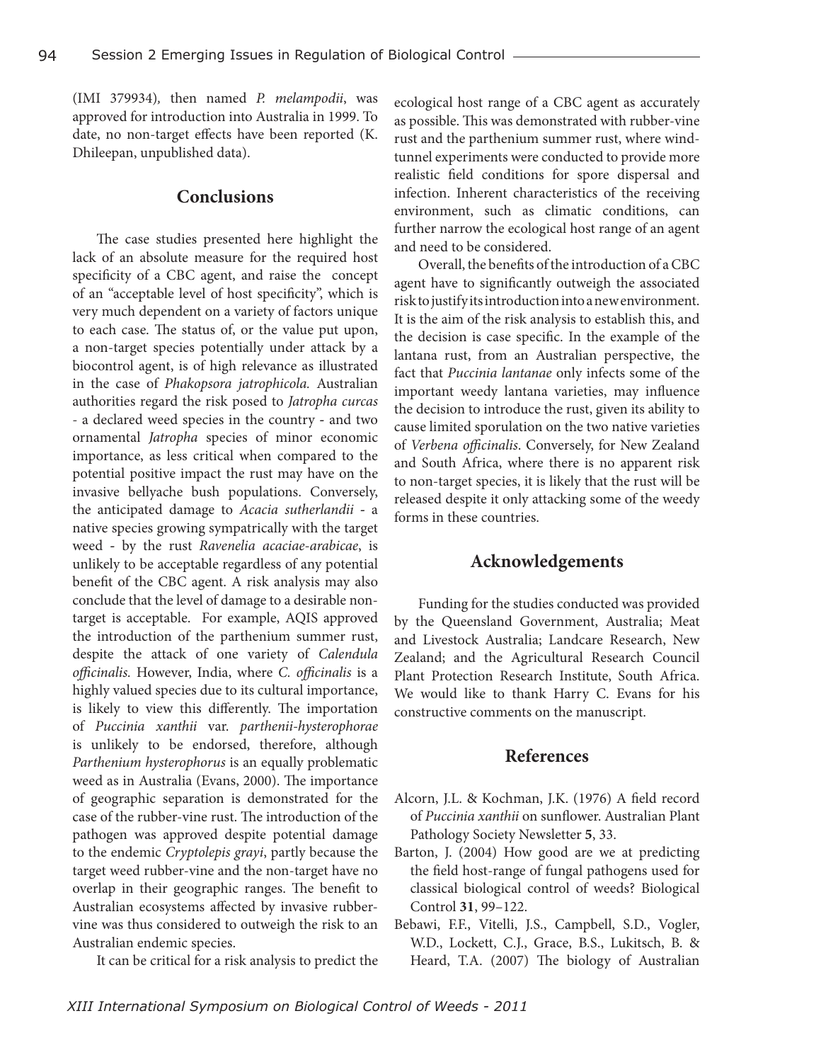(IMI 379934), then named *P. melampodii*, was approved for introduction into Australia in 1999. To date, no non-target effects have been reported (K. Dhileepan, unpublished data).

## Conclusions

The case studies presented here highlight the lack of an absolute measure for the required host specificity of a CBC agent, and raise the concept of an "acceptable level of host specificity", which is very much dependent on a variety of factors unique to each case. The status of, or the value put upon, a non-target species potentially under attack by a biocontrol agent, is of high relevance as illustrated in the case of *Phakopsora jatrophicola.* Australian authorities regard the risk posed to *Jatropha curcas* - a declared weed species in the country - and two ornamental *Jatropha* species of minor economic importance, as less critical when compared to the potential positive impact the rust may have on the invasive bellyache bush populations. Conversely, the anticipated damage to *Acacia sutherlandii* - a native species growing sympatrically with the target weed - by the rust *Ravenelia acaciae-arabicae*, is unlikely to be acceptable regardless of any potential benefit of the CBC agent. A risk analysis may also conclude that the level of damage to a desirable non-target is acceptable. For example, AQIS approved the introduction of the parthenium summer rust, despite the attack of one variety of *Calendula officinalis.* However, India, where *C. officinalis* is a highly valued species due to its cultural importance, is likely to view this differently. The importation of *Puccinia xanthii* var. *parthenii-hysterophorae* is unlikely to be endorsed, therefore, although *Parthenium hysterophorus* is an equally problematic weed as in Australia (Evans, 2000). The importance of geographic separation is demonstrated for the case of the rubber-vine rust. The introduction of the pathogen was approved despite potential damage to the endemic *Cryptolepis grayi*, partly because the target weed rubber-vine and the non-target have no overlap in their geographic ranges. The benefit to Australian ecosystems affected by invasive rubber-vine was thus considered to outweigh the risk to an Australian endemic species.

It can be critical for a risk analysis to predict the ecological host range of a CBC agent as accurately as possible. This was demonstrated with rubber-vine rust and the parthenium summer rust, where wind-tunnel experiments were conducted to provide more realistic field conditions for spore dispersal and infection. Inherent characteristics of the receiving environment, such as climatic conditions, can further narrow the ecological host range of an agent and need to be considered.

Overall, the benefits of the introduction of a CBC agent have to significantly outweigh the associated risk to justify its introduction into a new environment. It is the aim of the risk analysis to establish this, and the decision is case specific. In the example of the lantana rust, from an Australian perspective, the fact that *Puccinia lantanae* only infects some of the important weedy lantana varieties, may influence the decision to introduce the rust, given its ability to cause limited sporulation on the two native varieties of *Verbena officinalis*. Conversely, for New Zealand and South Africa, where there is no apparent risk to non-target species, it is likely that the rust will be released despite it only attacking some of the weedy forms in these countries.

## Acknowledgements

Funding for the studies conducted was provided by the Queensland Government, Australia; Meat and Livestock Australia; Landcare Research, New Zealand; and the Agricultural Research Council Plant Protection Research Institute, South Africa. We would like to thank Harry C. Evans for his constructive comments on the manuscript.

## References

Alcorn, J.L. & Kochman, J.K. (1976) A field record of *Puccinia xanthii* on sunflower. Australian Plant Pathology Society Newsletter **5**, 33.

Barton, J. (2004) How good are we at predicting the field host-range of fungal pathogens used for classical biological control of weeds? Biological Control **31**, 99–122.

Bebawi, F.F., Vitelli, J.S., Campbell, S.D., Vogler, W.D., Lockett, C.J., Grace, B.S., Lukitsch, B. & Heard, T.A. (2007) The biology of Australian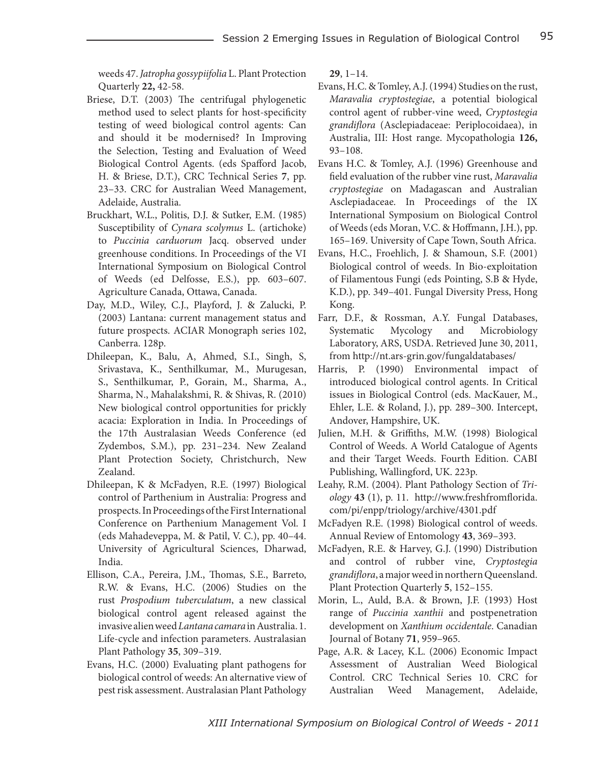weeds 47. *Jatropha gossypiifolia* L. Plant Protection Quarterly **22,** 42-58.

Briese, D.T. (2003) The centrifugal phylogenetic method used to select plants for host-specificity testing of weed biological control agents: Can and should it be modernised? In Improving the Selection, Testing and Evaluation of Weed Biological Control Agents. (eds Spafford Jacob, H. & Briese, D.T.), CRC Technical Series **7**, pp. 23–33. CRC for Australian Weed Management, Adelaide, Australia.

Bruckhart, W.L., Politis, D.J. & Sutker, E.M. (1985) Susceptibility of *Cynara scolymus* L. (artichoke) to *Puccinia carduorum* Jacq. observed under greenhouse conditions. In Proceedings of the VI International Symposium on Biological Control of Weeds (ed Delfosse, E.S.), pp. 603–607. Agriculture Canada, Ottawa, Canada.

Day, M.D., Wiley, C.J., Playford, J. & Zalucki, P. (2003) Lantana: current management status and future prospects. ACIAR Monograph series 102, Canberra. 128p.

Dhileepan, K., Balu, A, Ahmed, S.I., Singh, S, Srivastava, K., Senthilkumar, M., Murugesan, S., Senthilkumar, P., Gorain, M., Sharma, A., Sharma, N., Mahalakshmi, R. & Shivas, R. (2010) New biological control opportunities for prickly acacia: Exploration in India. In Proceedings of the 17th Australasian Weeds Conference (ed Zydembos, S.M.), pp. 231–234. New Zealand Plant Protection Society, Christchurch, New Zealand.

Dhileepan, K & McFadyen, R.E. (1997) Biological control of Parthenium in Australia: Progress and prospects. In Proceedings of the First International Conference on Parthenium Management Vol. I (eds Mahadeveppa, M. & Patil, V. C.), pp. 40–44. University of Agricultural Sciences, Dharwad, India.

Ellison, C.A., Pereira, J.M., Thomas, S.E., Barreto, R.W. & Evans, H.C. (2006) Studies on the rust *Prospodium tuberculatum*, a new classical biological control agent released against the invasive alien weed *Lantana camara* in Australia. 1. Life-cycle and infection parameters. Australasian Plant Pathology **35**, 309–319.

Evans, H.C. (2000) Evaluating plant pathogens for biological control of weeds: An alternative view of pest risk assessment. Australasian Plant Pathology **29**, 1–14.

Evans, H.C. & Tomley, A.J. (1994) Studies on the rust, *Maravalia cryptostegiae*, a potential biological control agent of rubber-vine weed, *Cryptostegia grandiflora* (Asclepiadaceae: Periplocoidaea), in Australia, III: Host range. Mycopathologia **126,** 93–108.

Evans H.C. & Tomley, A.J. (1996) Greenhouse and field evaluation of the rubber vine rust, *Maravalia cryptostegiae* on Madagascan and Australian Asclepiadaceae. In Proceedings of the IX International Symposium on Biological Control of Weeds (eds Moran, V.C. & Hoffmann, J.H.), pp. 165–169. University of Cape Town, South Africa.

Evans, H.C., Froehlich, J. & Shamoun, S.F. (2001) Biological control of weeds. In Bio-exploitation of Filamentous Fungi (eds Pointing, S.B & Hyde, K.D.), pp. 349–401. Fungal Diversity Press, Hong Kong.

Farr, D.F., & Rossman, A.Y. Fungal Databases, Systematic Mycology and Microbiology Laboratory, ARS, USDA. Retrieved June 30, 2011, from http://nt.ars-grin.gov/fungaldatabases/

Harris, P. (1990) Environmental impact of introduced biological control agents. In Critical issues in Biological Control (eds. MacKauer, M., Ehler, L.E. & Roland, J.), pp. 289–300. Intercept, Andover, Hampshire, UK.

Julien, M.H. & Griffiths, M.W. (1998) Biological Control of Weeds. A World Catalogue of Agents and their Target Weeds. Fourth Edition. CABI Publishing, Wallingford, UK. 223p.

Leahy, R.M. (2004). Plant Pathology Section of *Triology* **43** (1), p. 11. http://www.freshfromflorida.com/pi/enpp/triology/archive/4301.pdf

McFadyen R.E. (1998) Biological control of weeds. Annual Review of Entomology **43**, 369–393.

McFadyen, R.E. & Harvey, G.J. (1990) Distribution and control of rubber vine, *Cryptostegia grandiflora*, a major weed in northern Queensland. Plant Protection Quarterly **5**, 152–155.

Morin, L., Auld, B.A. & Brown, J.F. (1993) Host range of *Puccinia xanthii* and postpenetration development on *Xanthium occidentale*. Canadian Journal of Botany **71**, 959–965.

Page, A.R. & Lacey, K.L. (2006) Economic Impact Assessment of Australian Weed Biological Control. CRC Technical Series 10. CRC for Australian Weed Management, Adelaide,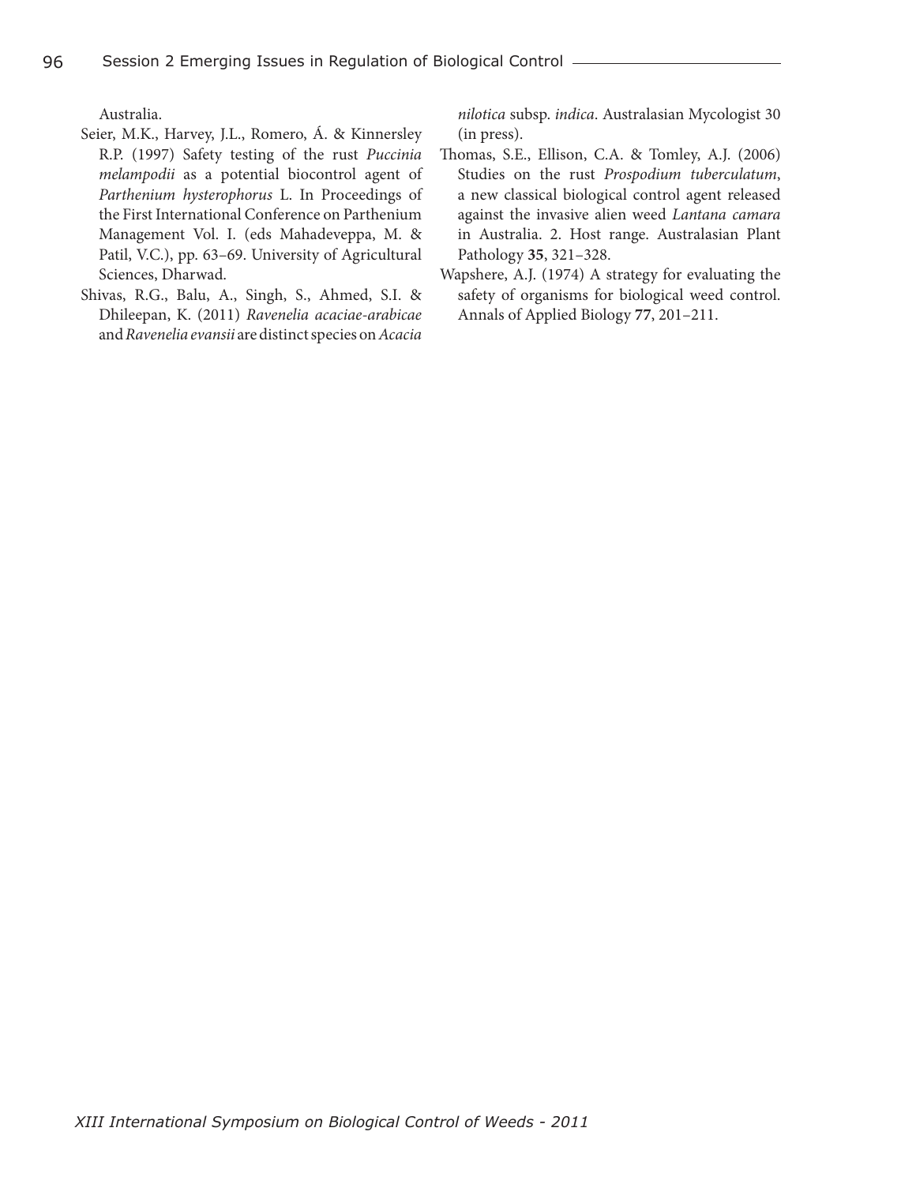Australia.

Seier, M.K., Harvey, J.L., Romero, Á. & Kinnersley R.P. (1997) Safety testing of the rust *Puccinia melampodii* as a potential biocontrol agent of *Parthenium hysterophorus* L. In Proceedings of the First International Conference on Parthenium Management Vol. I. (eds Mahadeveppa, M. & Patil, V.C.), pp. 63–69. University of Agricultural Sciences, Dharwad.

Shivas, R.G., Balu, A., Singh, S., Ahmed, S.I. & Dhileepan, K. (2011) *Ravenelia acaciae-arabicae* and *Ravenelia evansii* are distinct species on *Acacia nilotica* subsp. *indica*. Australasian Mycologist 30 (in press).

Thomas, S.E., Ellison, C.A. & Tomley, A.J. (2006) Studies on the rust *Prospodium tuberculatum*, a new classical biological control agent released against the invasive alien weed *Lantana camara* in Australia. 2. Host range. Australasian Plant Pathology **35**, 321–328.

Wapshere, A.J. (1974) A strategy for evaluating the safety of organisms for biological weed control. Annals of Applied Biology **77**, 201–211.